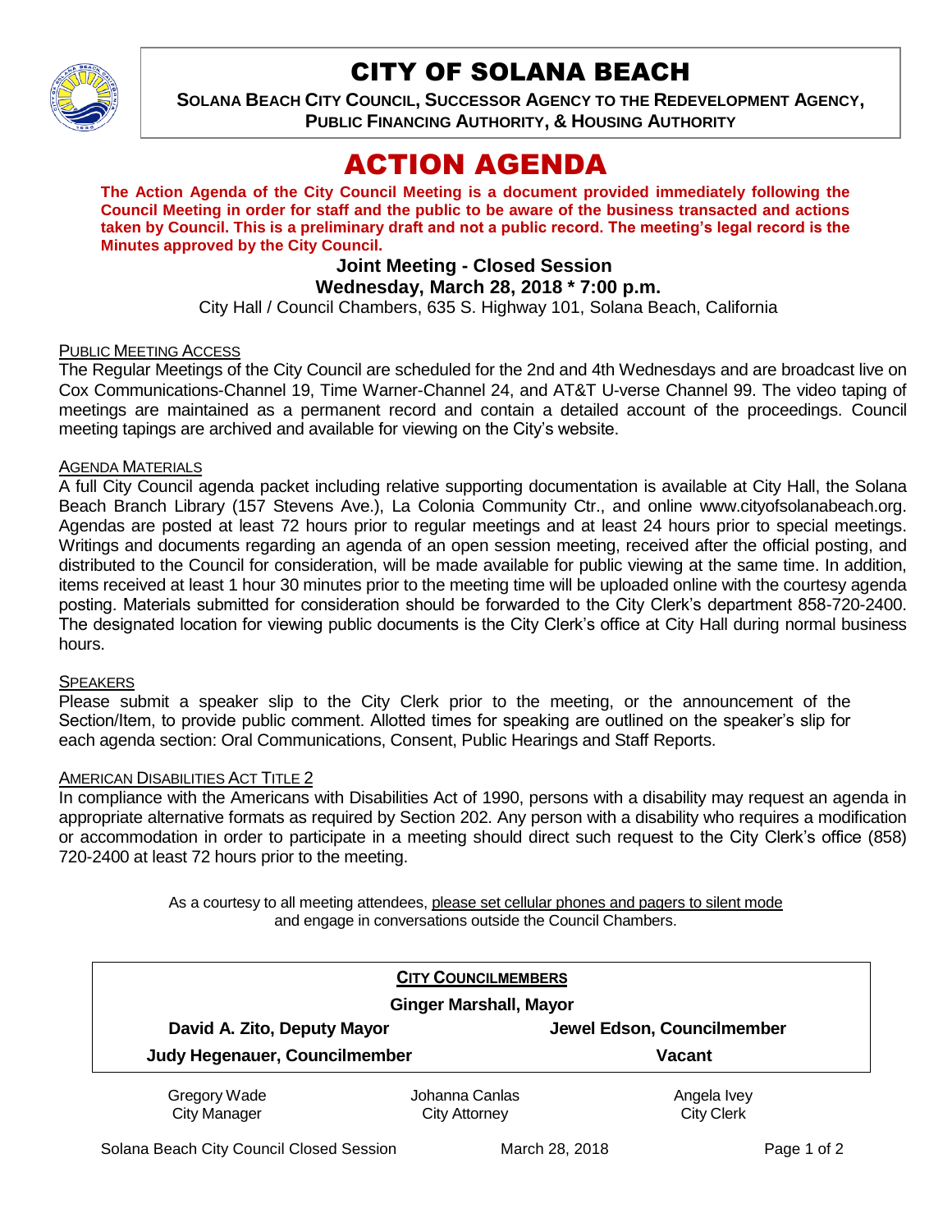# CITY OF SOLANA BEACH

**SOLANA BEACH CITY COUNCIL, SUCCESSOR AGENCY TO THE REDEVELOPMENT AGENCY, PUBLIC FINANCING AUTHORITY, & HOUSING AUTHORITY**

# ACTION AGENDA

**The Action Agenda of the City Council Meeting is a document provided immediately following the Council Meeting in order for staff and the public to be aware of the business transacted and actions taken by Council. This is a preliminary draft and not a public record. The meeting's legal record is the Minutes approved by the City Council.**

**Joint Meeting - Closed Session**
**Wednesday, March 28, 2018 * 7:00 p.m.**

City Hall / Council Chambers, 635 S. Highway 101, Solana Beach, California

## PUBLIC MEETING ACCESS

The Regular Meetings of the City Council are scheduled for the 2nd and 4th Wednesdays and are broadcast live on Cox Communications-Channel 19, Time Warner-Channel 24, and AT&T U-verse Channel 99. The video taping of meetings are maintained as a permanent record and contain a detailed account of the proceedings. Council meeting tapings are archived and available for viewing on the City's website.

## AGENDA MATERIALS

A full City Council agenda packet including relative supporting documentation is available at City Hall, the Solana Beach Branch Library (157 Stevens Ave.), La Colonia Community Ctr., and online www.cityofsolanabeach.org. Agendas are posted at least 72 hours prior to regular meetings and at least 24 hours prior to special meetings. Writings and documents regarding an agenda of an open session meeting, received after the official posting, and distributed to the Council for consideration, will be made available for public viewing at the same time. In addition, items received at least 1 hour 30 minutes prior to the meeting time will be uploaded online with the courtesy agenda posting. Materials submitted for consideration should be forwarded to the City Clerk's department 858-720-2400. The designated location for viewing public documents is the City Clerk's office at City Hall during normal business hours.

## SPEAKERS

Please submit a speaker slip to the City Clerk prior to the meeting, or the announcement of the Section/Item, to provide public comment. Allotted times for speaking are outlined on the speaker's slip for each agenda section: Oral Communications, Consent, Public Hearings and Staff Reports.

## AMERICAN DISABILITIES ACT TITLE 2

In compliance with the Americans with Disabilities Act of 1990, persons with a disability may request an agenda in appropriate alternative formats as required by Section 202. Any person with a disability who requires a modification or accommodation in order to participate in a meeting should direct such request to the City Clerk's office (858) 720-2400 at least 72 hours prior to the meeting.

As a courtesy to all meeting attendees, please set cellular phones and pagers to silent mode and engage in conversations outside the Council Chambers.

**CITY COUNCILMEMBERS**

**Ginger Marshall, Mayor**

**David A. Zito, Deputy Mayor** | **Jewel Edson, Councilmember**

**Judy Hegenauer, Councilmember** | **Vacant**

| Gregory Wade | Johanna Canlas | Angela Ivey |
|---|---|---|
| City Manager | City Attorney | City Clerk |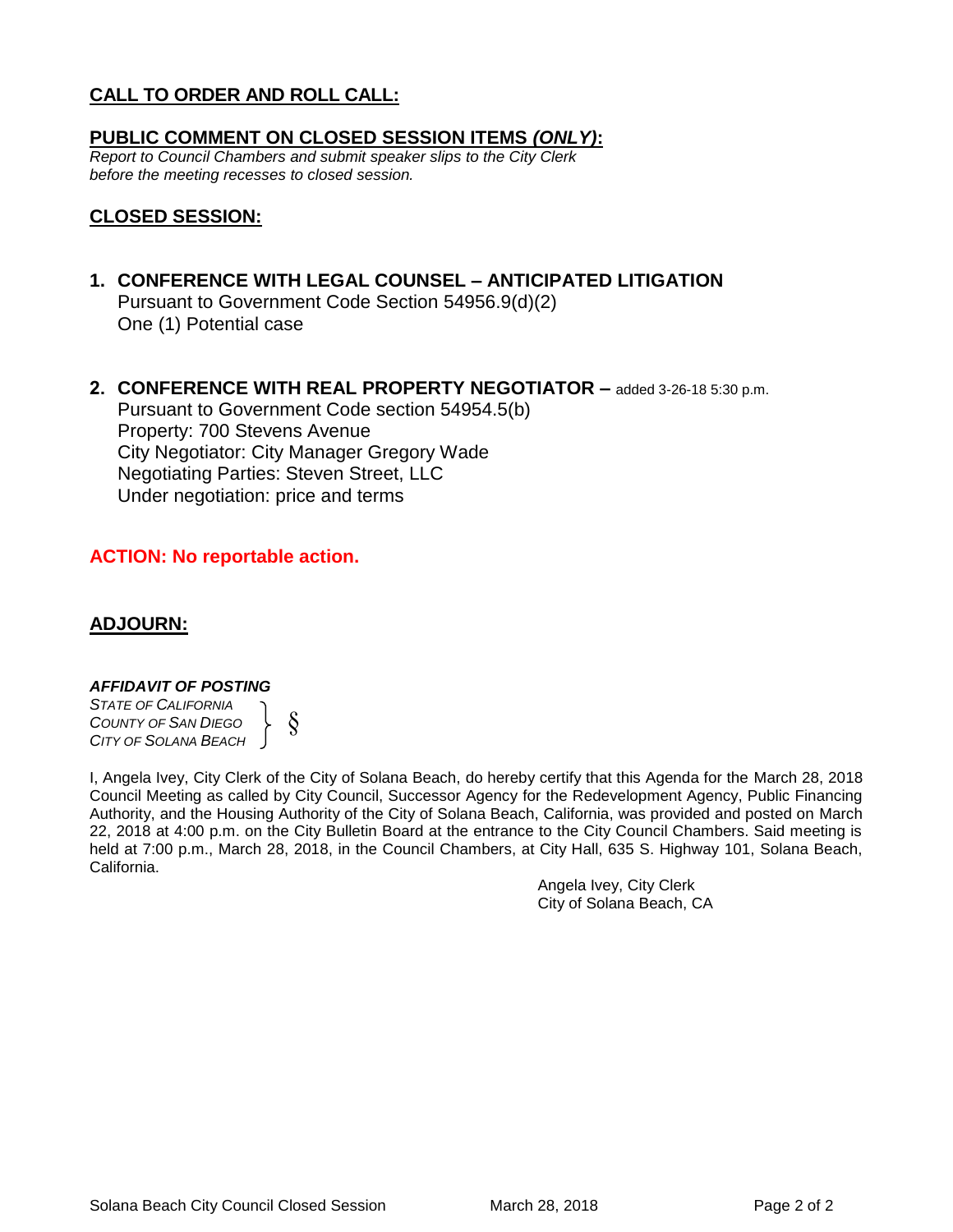## CALL TO ORDER AND ROLL CALL:

## PUBLIC COMMENT ON CLOSED SESSION ITEMS *(ONLY)*:

*Report to Council Chambers and submit speaker slips to the City Clerk before the meeting recesses to closed session.*

## CLOSED SESSION:

**1. CONFERENCE WITH LEGAL COUNSEL – ANTICIPATED LITIGATION**
Pursuant to Government Code Section 54956.9(d)(2)
One (1) Potential case

**2. CONFERENCE WITH REAL PROPERTY NEGOTIATOR –** added 3-26-18 5:30 p.m.
Pursuant to Government Code section 54954.5(b)
Property: 700 Stevens Avenue
City Negotiator: City Manager Gregory Wade
Negotiating Parties: Steven Street, LLC
Under negotiation: price and terms

**ACTION: No reportable action.**

## ADJOURN:

***AFFIDAVIT OF POSTING***

*STATE OF CALIFORNIA*
*COUNTY OF SAN DIEGO* } §
*CITY OF SOLANA BEACH*

I, Angela Ivey, City Clerk of the City of Solana Beach, do hereby certify that this Agenda for the March 28, 2018 Council Meeting as called by City Council, Successor Agency for the Redevelopment Agency, Public Financing Authority, and the Housing Authority of the City of Solana Beach, California, was provided and posted on March 22, 2018 at 4:00 p.m. on the City Bulletin Board at the entrance to the City Council Chambers. Said meeting is held at 7:00 p.m., March 28, 2018, in the Council Chambers, at City Hall, 635 S. Highway 101, Solana Beach, California.

Angela Ivey, City Clerk
City of Solana Beach, CA